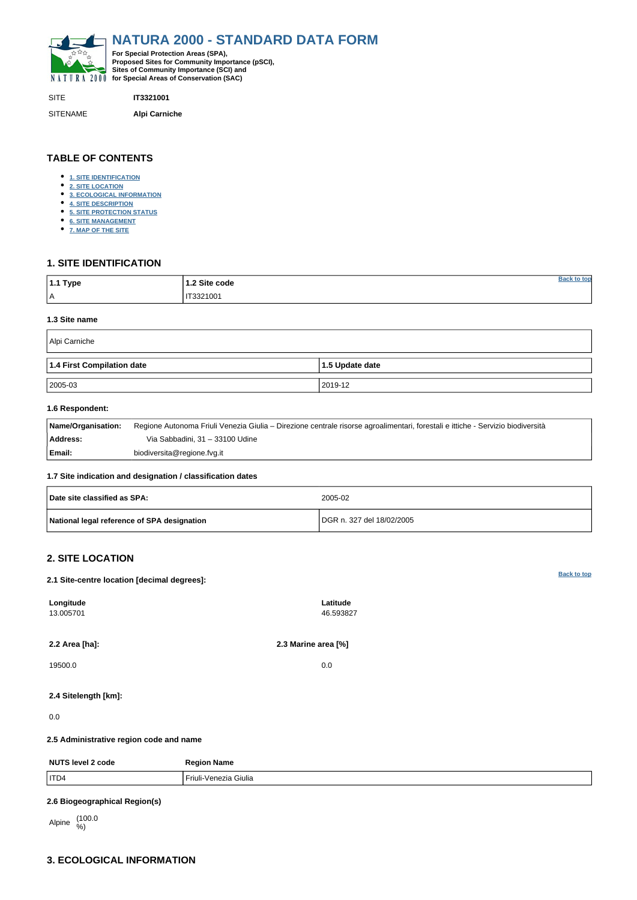# NATURA 2000 - STANDARD DATA FORM

**For Special Protection Areas (SPA), Proposed Sites for Community Importance (pSCI), Sites of Community Importance (SCI) and for Special Areas of Conservation (SAC)**

| | |
|---|---|
| SITE | **IT3321001** |
| SITENAME | **Alpi Carniche** |

## TABLE OF CONTENTS

- 1. SITE IDENTIFICATION
- 2. SITE LOCATION
- 3. ECOLOGICAL INFORMATION
- 4. SITE DESCRIPTION
- 5. SITE PROTECTION STATUS
- 6. SITE MANAGEMENT
- 7. MAP OF THE SITE

## 1. SITE IDENTIFICATION

| 1.1 Type | 1.2 Site code |
|---|---|
| A | IT3321001 |

### 1.3 Site name

Alpi Carniche

| 1.4 First Compilation date | 1.5 Update date |
|---|---|
| 2005-03 | 2019-12 |

### 1.6 Respondent:

| | |
|---|---|
| **Name/Organisation:** | Regione Autonoma Friuli Venezia Giulia – Direzione centrale risorse agroalimentari, forestali e ittiche - Servizio biodiversità |
| **Address:** | Via Sabbadini, 31 – 33100 Udine |
| **Email:** | biodiversita@regione.fvg.it |

### 1.7 Site indication and designation / classification dates

| | |
|---|---|
| **Date site classified as SPA:** | 2005-02 |
| **National legal reference of SPA designation** | DGR n. 327 del 18/02/2005 |

## 2. SITE LOCATION

### 2.1 Site-centre location [decimal degrees]:

| Longitude | Latitude |
|---|---|
| 13.005701 | 46.593827 |

| 2.2 Area [ha]: | 2.3 Marine area [%] |
|---|---|
| 19500.0 | 0.0 |

### 2.4 Sitelength [km]:

0.0

### 2.5 Administrative region code and name

| NUTS level 2 code | Region Name |
|---|---|
| ITD4 | Friuli-Venezia Giulia |

### 2.6 Biogeographical Region(s)

Alpine (100.0 %)

## 3. ECOLOGICAL INFORMATION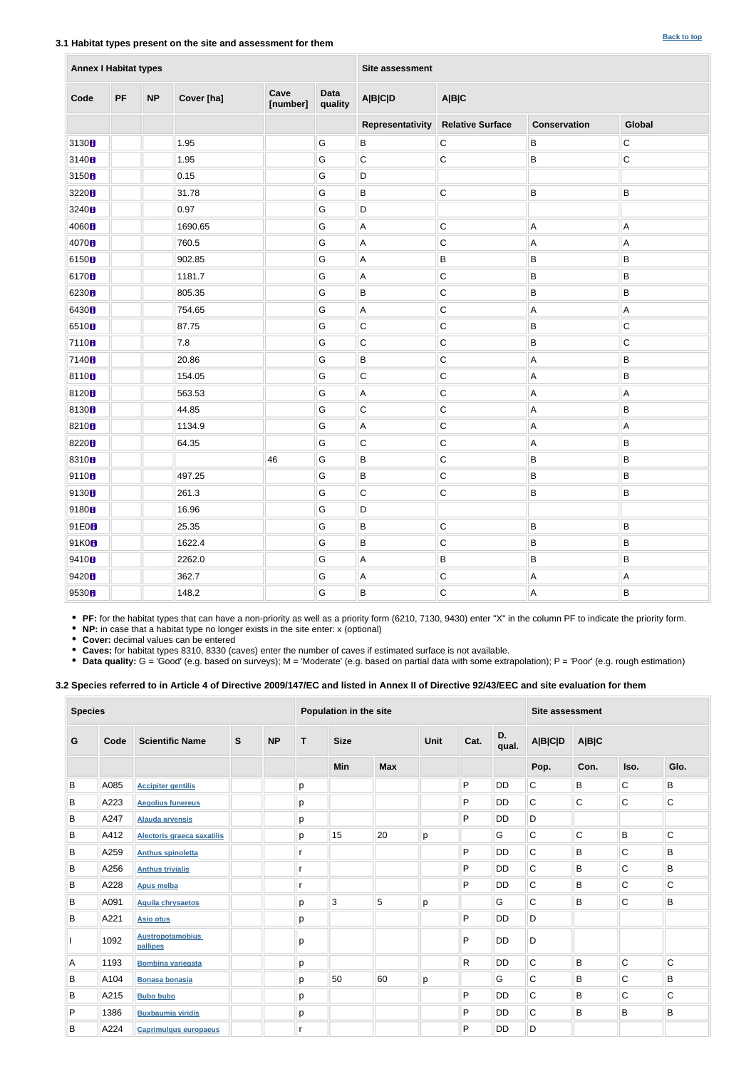### 3.1 Habitat types present on the site and assessment for them

Back to top

| Annex I Habitat types | | | | | | Site assessment | | | |
|---|---|---|---|---|---|---|---|---|---|
| Code | PF | NP | Cover [ha] | Cave [number] | Data quality | A\|B\|C\|D | A\|B\|C | | |
| | | | | | | Representativity | Relative Surface | Conservation | Global |
| 3130 | | | 1.95 | | G | B | C | B | C |
| 3140 | | | 1.95 | | G | C | C | B | C |
| 3150 | | | 0.15 | | G | D | | | |
| 3220 | | | 31.78 | | G | B | C | B | B |
| 3240 | | | 0.97 | | G | D | | | |
| 4060 | | | 1690.65 | | G | A | C | A | A |
| 4070 | | | 760.5 | | G | A | C | A | A |
| 6150 | | | 902.85 | | G | A | B | B | B |
| 6170 | | | 1181.7 | | G | A | C | B | B |
| 6230 | | | 805.35 | | G | B | C | B | B |
| 6430 | | | 754.65 | | G | A | C | A | A |
| 6510 | | | 87.75 | | G | C | C | B | C |
| 7110 | | | 7.8 | | G | C | C | B | C |
| 7140 | | | 20.86 | | G | B | C | A | B |
| 8110 | | | 154.05 | | G | C | C | A | B |
| 8120 | | | 563.53 | | G | A | C | A | A |
| 8130 | | | 44.85 | | G | C | C | A | B |
| 8210 | | | 1134.9 | | G | A | C | A | A |
| 8220 | | | 64.35 | | G | C | C | A | B |
| 8310 | | | | 46 | G | B | C | B | B |
| 9110 | | | 497.25 | | G | B | C | B | B |
| 9130 | | | 261.3 | | G | C | C | B | B |
| 9180 | | | 16.96 | | G | D | | | |
| 91E0 | | | 25.35 | | G | B | C | B | B |
| 91K0 | | | 1622.4 | | G | B | C | B | B |
| 9410 | | | 2262.0 | | G | A | B | B | B |
| 9420 | | | 362.7 | | G | A | C | A | A |
| 9530 | | | 148.2 | | G | B | C | A | B |

- **PF:** for the habitat types that can have a non-priority as well as a priority form (6210, 7130, 9430) enter "X" in the column PF to indicate the priority form.
- **NP:** in case that a habitat type no longer exists in the site enter: x (optional)
- **Cover:** decimal values can be entered
- **Caves:** for habitat types 8310, 8330 (caves) enter the number of caves if estimated surface is not available.
- **Data quality:** G = 'Good' (e.g. based on surveys); M = 'Moderate' (e.g. based on partial data with some extrapolation); P = 'Poor' (e.g. rough estimation)

### 3.2 Species referred to in Article 4 of Directive 2009/147/EC and listed in Annex II of Directive 92/43/EEC and site evaluation for them

| Species | | | | | Population in the site | | | | | | Site assessment | | | |
|---|---|---|---|---|---|---|---|---|---|---|---|---|---|---|
| G | Code | Scientific Name | S | NP | T | Size | | Unit | Cat. | D. qual. | A\|B\|C\|D | A\|B\|C | | |
| | | | | | | Min | Max | | | | Pop. | Con. | Iso. | Glo. |
| B | A085 | Accipiter gentilis | | | p | | | | P | DD | C | B | C | B |
| B | A223 | Aegolius funereus | | | p | | | | P | DD | C | C | C | C |
| B | A247 | Alauda arvensis | | | p | | | | P | DD | D | | | |
| B | A412 | Alectoris graeca saxatilis | | | p | 15 | 20 | p | | G | C | C | B | C |
| B | A259 | Anthus spinoletta | | | r | | | | P | DD | C | B | C | B |
| B | A256 | Anthus trivialis | | | r | | | | P | DD | C | B | C | B |
| B | A228 | Apus melba | | | r | | | | P | DD | C | B | C | C |
| B | A091 | Aquila chrysaetos | | | p | 3 | 5 | p | | G | C | B | C | B |
| B | A221 | Asio otus | | | p | | | | P | DD | D | | | |
| I | 1092 | Austropotamobius pallipes | | | p | | | | P | DD | D | | | |
| A | 1193 | Bombina variegata | | | p | | | | R | DD | C | B | C | C |
| B | A104 | Bonasa bonasia | | | p | 50 | 60 | p | | G | C | B | C | B |
| B | A215 | Bubo bubo | | | p | | | | P | DD | C | B | C | C |
| P | 1386 | Buxbaumia viridis | | | p | | | | P | DD | C | B | B | B |
| B | A224 | Caprimulgus europaeus | | | r | | | | P | DD | D | | | |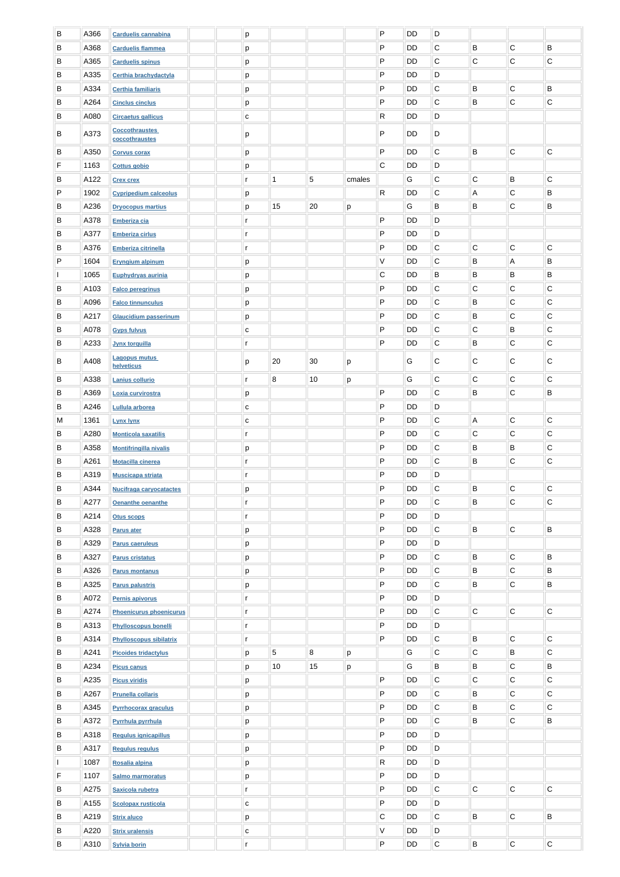| | | | | | | | | | | | | | | | |
|---|---|---|---|---|---|---|---|---|---|---|---|---|---|---|---|
| B | A366 | Carduelis cannabina | | | p | | | | P | DD | D | | | |
| B | A368 | Carduelis flammea | | | p | | | | P | DD | C | B | C | B |
| B | A365 | Carduelis spinus | | | p | | | | P | DD | C | C | C | C |
| B | A335 | Certhia brachydactyla | | | p | | | | P | DD | D | | | |
| B | A334 | Certhia familiaris | | | p | | | | P | DD | C | B | C | B |
| B | A264 | Cinclus cinclus | | | p | | | | P | DD | C | B | C | C |
| B | A080 | Circaetus gallicus | | | c | | | | R | DD | D | | | |
| B | A373 | Coccothraustes coccothraustes | | | p | | | | P | DD | D | | | |
| B | A350 | Corvus corax | | | p | | | | P | DD | C | B | C | C |
| F | 1163 | Cottus gobio | | | p | | | | C | DD | D | | | |
| B | A122 | Crex crex | | | r | 1 | 5 | cmales | | G | C | C | B | C |
| P | 1902 | Cypripedium calceolus | | | p | | | | R | DD | C | A | C | B |
| B | A236 | Dryocopus martius | | | p | 15 | 20 | p | | G | B | B | C | B |
| B | A378 | Emberiza cia | | | r | | | | P | DD | D | | | |
| B | A377 | Emberiza cirlus | | | r | | | | P | DD | D | | | |
| B | A376 | Emberiza citrinella | | | r | | | | P | DD | C | C | C | C |
| P | 1604 | Eryngium alpinum | | | p | | | | V | DD | C | B | A | B |
| I | 1065 | Euphydryas aurinia | | | p | | | | C | DD | B | B | B | B |
| B | A103 | Falco peregrinus | | | p | | | | P | DD | C | C | C | C |
| B | A096 | Falco tinnunculus | | | p | | | | P | DD | C | B | C | C |
| B | A217 | Glaucidium passerinum | | | p | | | | P | DD | C | B | C | C |
| B | A078 | Gyps fulvus | | | c | | | | P | DD | C | C | B | C |
| B | A233 | Jynx torquilla | | | r | | | | P | DD | C | B | C | C |
| B | A408 | Lagopus mutus helveticus | | | p | 20 | 30 | p | | G | C | C | C | C |
| B | A338 | Lanius collurio | | | r | 8 | 10 | p | | G | C | C | C | C |
| B | A369 | Loxia curvirostra | | | p | | | | P | DD | C | B | C | B |
| B | A246 | Lullula arborea | | | c | | | | P | DD | D | | | |
| M | 1361 | Lynx lynx | | | c | | | | P | DD | C | A | C | C |
| B | A280 | Monticola saxatilis | | | r | | | | P | DD | C | C | C | C |
| B | A358 | Montifringilla nivalis | | | p | | | | P | DD | C | B | B | C |
| B | A261 | Motacilla cinerea | | | r | | | | P | DD | C | B | C | C |
| B | A319 | Muscicapa striata | | | r | | | | P | DD | D | | | |
| B | A344 | Nucifraga caryocatactes | | | p | | | | P | DD | C | B | C | C |
| B | A277 | Oenanthe oenanthe | | | r | | | | P | DD | C | B | C | C |
| B | A214 | Otus scops | | | r | | | | P | DD | D | | | |
| B | A328 | Parus ater | | | p | | | | P | DD | C | B | C | B |
| B | A329 | Parus caeruleus | | | p | | | | P | DD | D | | | |
| B | A327 | Parus cristatus | | | p | | | | P | DD | C | B | C | B |
| B | A326 | Parus montanus | | | p | | | | P | DD | C | B | C | B |
| B | A325 | Parus palustris | | | p | | | | P | DD | C | B | C | B |
| B | A072 | Pernis apivorus | | | r | | | | P | DD | D | | | |
| B | A274 | Phoenicurus phoenicurus | | | r | | | | P | DD | C | C | C | C |
| B | A313 | Phylloscopus bonelli | | | r | | | | P | DD | D | | | |
| B | A314 | Phylloscopus sibilatrix | | | r | | | | P | DD | C | B | C | C |
| B | A241 | Picoides tridactylus | | | p | 5 | 8 | p | | G | C | C | B | C |
| B | A234 | Picus canus | | | p | 10 | 15 | p | | G | B | B | C | B |
| B | A235 | Picus viridis | | | p | | | | P | DD | C | C | C | C |
| B | A267 | Prunella collaris | | | p | | | | P | DD | C | B | C | C |
| B | A345 | Pyrrhocorax graculus | | | p | | | | P | DD | C | B | C | C |
| B | A372 | Pyrrhula pyrrhula | | | p | | | | P | DD | C | B | C | B |
| B | A318 | Regulus ignicapillus | | | p | | | | P | DD | D | | | |
| B | A317 | Regulus regulus | | | p | | | | P | DD | D | | | |
| I | 1087 | Rosalia alpina | | | p | | | | R | DD | D | | | |
| F | 1107 | Salmo marmoratus | | | p | | | | P | DD | D | | | |
| B | A275 | Saxicola rubetra | | | r | | | | P | DD | C | C | C | C |
| B | A155 | Scolopax rusticola | | | c | | | | P | DD | D | | | |
| B | A219 | Strix aluco | | | p | | | | C | DD | C | B | C | B |
| B | A220 | Strix uralensis | | | c | | | | V | DD | D | | | |
| B | A310 | Sylvia borin | | | r | | | | P | DD | C | B | C | C |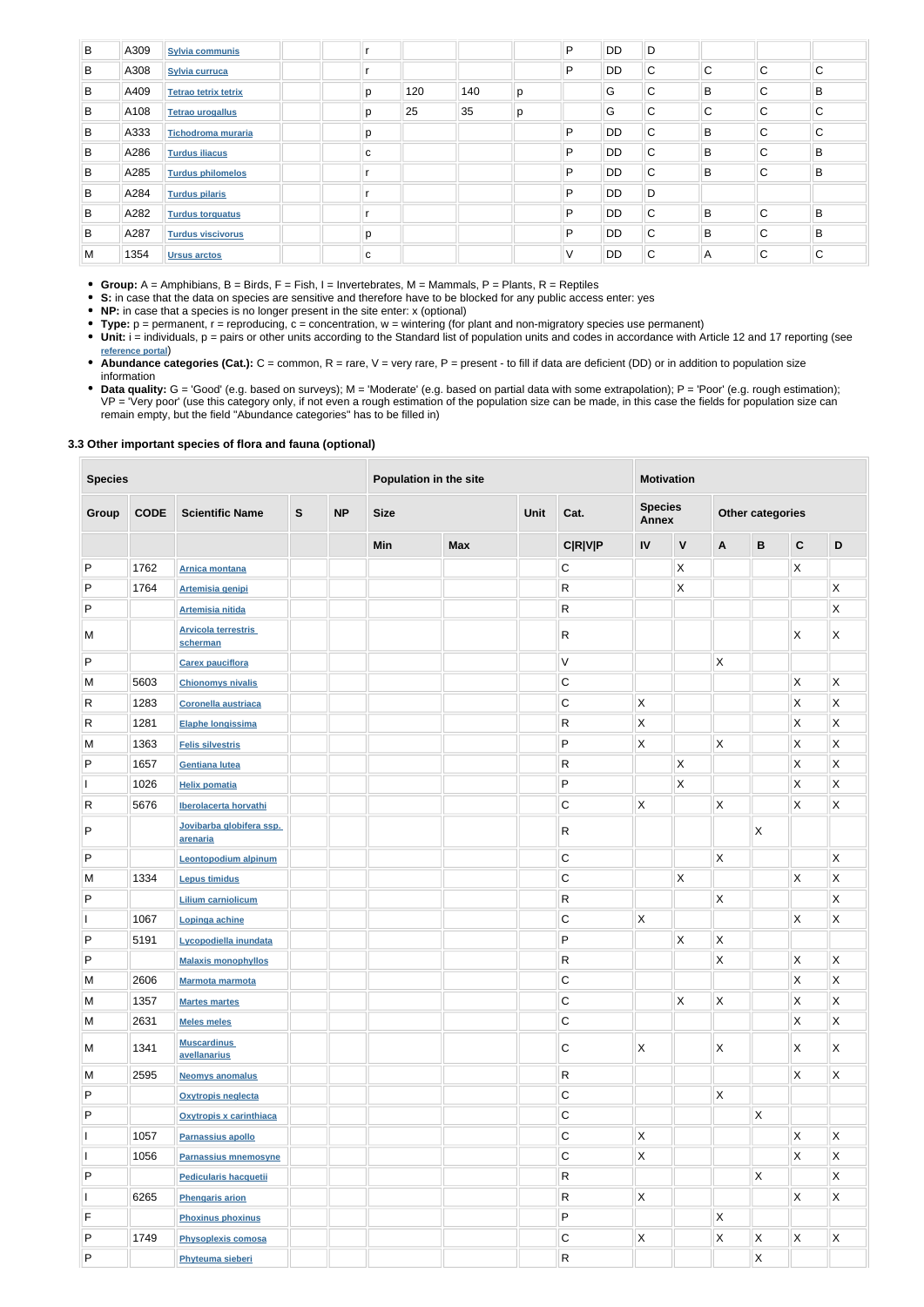| B | A309 | Sylvia communis | | | r | | | | P | DD | D | | | |
|---|---|---|---|---|---|---|---|---|---|---|---|---|---|---|
| B | A308 | Sylvia curruca | | | r | | | | P | DD | C | C | C | C |
| B | A409 | Tetrao tetrix tetrix | | | p | 120 | 140 | p | | G | C | B | C | B |
| B | A108 | Tetrao urogallus | | | p | 25 | 35 | p | | G | C | C | C | C |
| B | A333 | Tichodroma muraria | | | p | | | | P | DD | C | B | C | C |
| B | A286 | Turdus iliacus | | | c | | | | P | DD | C | B | C | B |
| B | A285 | Turdus philomelos | | | r | | | | P | DD | C | B | C | B |
| B | A284 | Turdus pilaris | | | r | | | | P | DD | D | | | |
| B | A282 | Turdus torquatus | | | r | | | | P | DD | C | B | C | B |
| B | A287 | Turdus viscivorus | | | p | | | | P | DD | C | B | C | B |
| M | 1354 | Ursus arctos | | | c | | | | V | DD | C | A | C | C |

- **Group:** A = Amphibians, B = Birds, F = Fish, I = Invertebrates, M = Mammals, P = Plants, R = Reptiles
- **S:** in case that the data on species are sensitive and therefore have to be blocked for any public access enter: yes
- **NP:** in case that a species is no longer present in the site enter: x (optional)
- **Type:** p = permanent, r = reproducing, c = concentration, w = wintering (for plant and non-migratory species use permanent)
- **Unit:** i = individuals, p = pairs or other units according to the Standard list of population units and codes in accordance with Article 12 and 17 reporting (see reference portal)
- **Abundance categories (Cat.):** C = common, R = rare, V = very rare, P = present - to fill if data are deficient (DD) or in addition to population size information
- **Data quality:** G = 'Good' (e.g. based on surveys); M = 'Moderate' (e.g. based on partial data with some extrapolation); P = 'Poor' (e.g. rough estimation); VP = 'Very poor' (use this category only, if not even a rough estimation of the population size can be made, in this case the fields for population size can remain empty, but the field "Abundance categories" has to be filled in)

### 3.3 Other important species of flora and fauna (optional)

| Species | | | | | Population in the site | | | | Motivation | | | | | |
|---|---|---|---|---|---|---|---|---|---|---|---|---|---|---|
| Group | CODE | Scientific Name | S | NP | Size | | Unit | Cat. | Species Annex | | Other categories | | | |
| | | | | | Min | Max | | C\|R\|V\|P | IV | V | A | B | C | D |
| P | 1762 | Arnica montana | | | | | | C | | X | | | X | |
| P | 1764 | Artemisia genipi | | | | | | R | | X | | | | X |
| P | | Artemisia nitida | | | | | | R | | | | | | X |
| M | | Arvicola terrestris scherman | | | | | | R | | | | | X | X |
| P | | Carex pauciflora | | | | | | V | | | X | | | |
| M | 5603 | Chionomys nivalis | | | | | | C | | | | | X | X |
| R | 1283 | Coronella austriaca | | | | | | C | X | | | | X | X |
| R | 1281 | Elaphe longissima | | | | | | R | X | | | | X | X |
| M | 1363 | Felis silvestris | | | | | | P | X | | X | | X | X |
| P | 1657 | Gentiana lutea | | | | | | R | | X | | | X | X |
| I | 1026 | Helix pomatia | | | | | | P | | X | | | X | X |
| R | 5676 | Iberolacerta horvathi | | | | | | C | X | | X | | X | X |
| P | | Jovibarba globifera ssp. arenaria | | | | | | R | | | | X | | |
| P | | Leontopodium alpinum | | | | | | C | | | X | | | X |
| M | 1334 | Lepus timidus | | | | | | C | | X | | | X | X |
| P | | Lilium carniolicum | | | | | | R | | | X | | | X |
| I | 1067 | Lopinga achine | | | | | | C | X | | | | X | X |
| P | 5191 | Lycopodiella inundata | | | | | | P | | X | X | | | |
| P | | Malaxis monophyllos | | | | | | R | | | X | | X | X |
| M | 2606 | Marmota marmota | | | | | | C | | | | | X | X |
| M | 1357 | Martes martes | | | | | | C | | X | X | | X | X |
| M | 2631 | Meles meles | | | | | | C | | | | | X | X |
| M | 1341 | Muscardinus avellanarius | | | | | | C | X | | X | | X | X |
| M | 2595 | Neomys anomalus | | | | | | R | | | | | X | X |
| P | | Oxytropis neglecta | | | | | | C | | | X | | | |
| P | | Oxytropis x carinthiaca | | | | | | C | | | | X | | |
| I | 1057 | Parnassius apollo | | | | | | C | X | | | | X | X |
| I | 1056 | Parnassius mnemosyne | | | | | | C | X | | | | X | X |
| P | | Pedicularis hacquetii | | | | | | R | | | | X | | X |
| I | 6265 | Phengaris arion | | | | | | R | X | | | | X | X |
| F | | Phoxinus phoxinus | | | | | | P | | | X | | | |
| P | 1749 | Physoplexis comosa | | | | | | C | X | | X | X | X | X |
| P | | Phyteuma sieberi | | | | | | R | | | | X | | |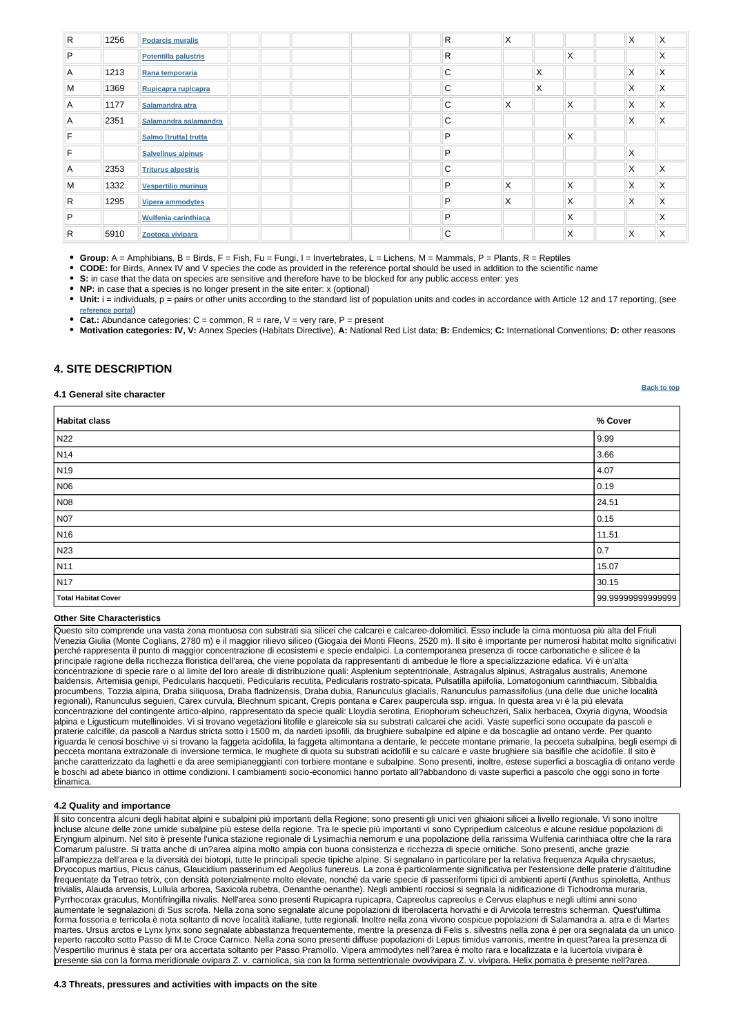| R | 1256 | Podarcis muralis | | | | | | R | X | | | | X | X |
|---|---|---|---|---|---|---|---|---|---|---|---|---|---|---|
| P | | Potentilla palustris | | | | | | R | | | X | | | X |
| A | 1213 | Rana temporaria | | | | | | C | | X | | | X | X |
| M | 1369 | Rupicapra rupicapra | | | | | | C | | X | | | X | X |
| A | 1177 | Salamandra atra | | | | | | C | X | | X | | X | X |
| A | 2351 | Salamandra salamandra | | | | | | C | | | | | X | X |
| F | | Salmo [trutta] trutta | | | | | | P | | | X | | | |
| F | | Salvelinus alpinus | | | | | | P | | | | | X | |
| A | 2353 | Triturus alpestris | | | | | | C | | | | | X | X |
| M | 1332 | Vespertilio murinus | | | | | | P | X | | X | | X | X |
| R | 1295 | Vipera ammodytes | | | | | | P | X | | X | | X | X |
| P | | Wulfenia carinthiaca | | | | | | P | | | X | | | X |
| R | 5910 | Zootoca vivipara | | | | | | C | | | X | | X | X |

- **Group:** A = Amphibians, B = Birds, F = Fish, Fu = Fungi, I = Invertebrates, L = Lichens, M = Mammals, P = Plants, R = Reptiles
- **CODE:** for Birds, Annex IV and V species the code as provided in the reference portal should be used in addition to the scientific name
- **S:** in case that the data on species are sensitive and therefore have to be blocked for any public access enter: yes
- **NP:** in case that a species is no longer present in the site enter: x (optional)
- **Unit:** i = individuals, p = pairs or other units according to the standard list of population units and codes in accordance with Article 12 and 17 reporting, (see **reference portal**)
- **Cat.:** Abundance categories: C = common, R = rare, V = very rare, P = present
- **Motivation categories: IV, V:** Annex Species (Habitats Directive), **A:** National Red List data; **B:** Endemics; **C:** International Conventions; **D:** other reasons

## 4. SITE DESCRIPTION

### 4.1 General site character

Back to top

| Habitat class | % Cover |
|---|---|
| N22 | 9.99 |
| N14 | 3.66 |
| N19 | 4.07 |
| N06 | 0.19 |
| N08 | 24.51 |
| N07 | 0.15 |
| N16 | 11.51 |
| N23 | 0.7 |
| N11 | 15.07 |
| N17 | 30.15 |
| **Total Habitat Cover** | 99.99999999999999 |

**Other Site Characteristics**

Questo sito comprende una vasta zona montuosa con substrati sia silicei che calcarei e calcareo-dolomitici. Esso include la cima montuosa più alta del Friuli Venezia Giulia (Monte Coglians, 2780 m) e il maggior rilievo siliceo (Giogaia dei Monti Fleons, 2520 m). Il sito è importante per numerosi habitat molto significativi perché rappresenta il punto di maggior concentrazione di ecosistemi e specie endalpici. La contemporanea presenza di rocce carbonatiche e silicee è la principale ragione della ricchezza floristica dell'area, che viene popolata da rappresentanti di ambedue le flore a specializzazione edafica. Vi è un'alta concentrazione di specie rare o al limite del loro areale di distribuzione quali: Asplenium septentrionale, Astragalus alpinus, Astragalus australis, Anemone baldensis, Artemisia genipi, Pedicularis hacquetii, Pedicularis recutita, Pedicularis rostrato-spicata, Pulsatilla apiifolia, Lomatogonium carinthiacum, Sibbaldia procumbens, Tozzia alpina, Draba siliquosa, Draba fladnizensis, Draba dubia, Ranunculus glacialis, Ranunculus parnassifolius (una delle due uniche località regionali), Ranunculus seguieri, Carex curvula, Blechnum spicant, Crepis pontana e Carex paupercula ssp. irrigua. In questa area vi è la più elevata concentrazione del contingente artico-alpino, rappresentato da specie quali: Lloydia serotina, Eriophorum scheuchzeri, Salix herbacea, Oxyria digyna, Woodsia alpina e Ligusticum mutellinoides. Vi si trovano vegetazioni litofile e glareicole sia su substrati calcarei che acidi. Vaste superfici sono occupate da pascoli e praterie calcifile, da pascoli a Nardus stricta sotto i 1500 m, da nardeti ipsofili, da brughiere subalpine ed alpine e da boscaglie ad ontano verde. Per quanto riguarda le cenosi boschive vi si trovano la faggeta acidofila, la faggeta altimontana a dentarie, le peccete montane primarie, la pecceta subalpina, begli esempi di pecceta montana extrazonale di inversione termica, le mughete di quota su substrati acidofili e su calcare e vaste brughiere sia basifile che acidofile. Il sito è anche caratterizzato da laghetti e da aree semipianeggianti con torbiere montane e subalpine. Sono presenti, inoltre, estese superfici a boscaglia di ontano verde e boschi ad abete bianco in ottime condizioni. I cambiamenti socio-economici hanno portato all?abbandono di vaste superfici a pascolo che oggi sono in forte dinamica.

### 4.2 Quality and importance

Il sito concentra alcuni degli habitat alpini e subalpini più importanti della Regione; sono presenti gli unici veri ghiaioni silicei a livello regionale. Vi sono inoltre incluse alcune delle zone umide subalpine più estese della regione. Tra le specie più importanti vi sono Cypripedium calceolus e alcune residue popolazioni di Eryngium alpinum. Nel sito è presente l'unica stazione regionale di Lysimachia nemorum e una popolazione della rarissima Wulfenia carinthiaca oltre che la rara Comarum palustre. Si tratta anche di un?area alpina molto ampia con buona consistenza e ricchezza di specie ornitiche. Sono presenti, anche grazie all'ampiezza dell'area e la diversità dei biotopi, tutte le principali specie tipiche alpine. Si segnalano in particolare per la relativa frequenza Aquila chrysaetus, Dryocopus martius, Picus canus, Glaucidium passerinum ed Aegolius funereus. La zona è particolarmente significativa per l'estensione delle praterie d'altitudine frequentate da Tetrao tetrix, con densità potenzialmente molto elevate, nonché da varie specie di passeriformi tipici di ambienti aperti (Anthus spinoletta, Anthus trivialis, Alauda arvensis, Lullula arborea, Saxicola rubetra, Oenanthe oenanthe). Negli ambienti rocciosi si segnala la nidificazione di Tichodroma muraria, Pyrrhocorax graculus, Montifringilla nivalis. Nell'area sono presenti Rupicapra rupicapra, Capreolus capreolus e Cervus elaphus e negli ultimi anni sono aumentate le segnalazioni di Sus scrofa. Nella zona sono segnalate alcune popolazioni di Iberolacerta horvathi e di Arvicola terrestris scherman. Quest'ultima forma fossoria e terricola è nota soltanto di nove località italiane, tutte regionali. Inoltre nella zona vivono cospicue popolazioni di Salamandra a. atra e di Martes martes. Ursus arctos e Lynx lynx sono segnalate abbastanza frequentemente, mentre la presenza di Felis s. silvestris nella zona è per ora segnalata da un unico reperto raccolto sotto Passo di M.te Croce Carnico. Nella zona sono presenti diffuse popolazioni di Lepus timidus varronis, mentre in quest?area la presenza di Vespertilio murinus è stata per ora accertata soltanto per Passo Pramollo. Vipera ammodytes nell?area è molto rara e localizzata e la lucertola vivipara è presente sia con la forma meridionale ovipara Z. v. carniolica, sia con la forma settentrionale ovovivipara Z. v. vivipara. Helix pomatia è presente nell?area.

### 4.3 Threats, pressures and activities with impacts on the site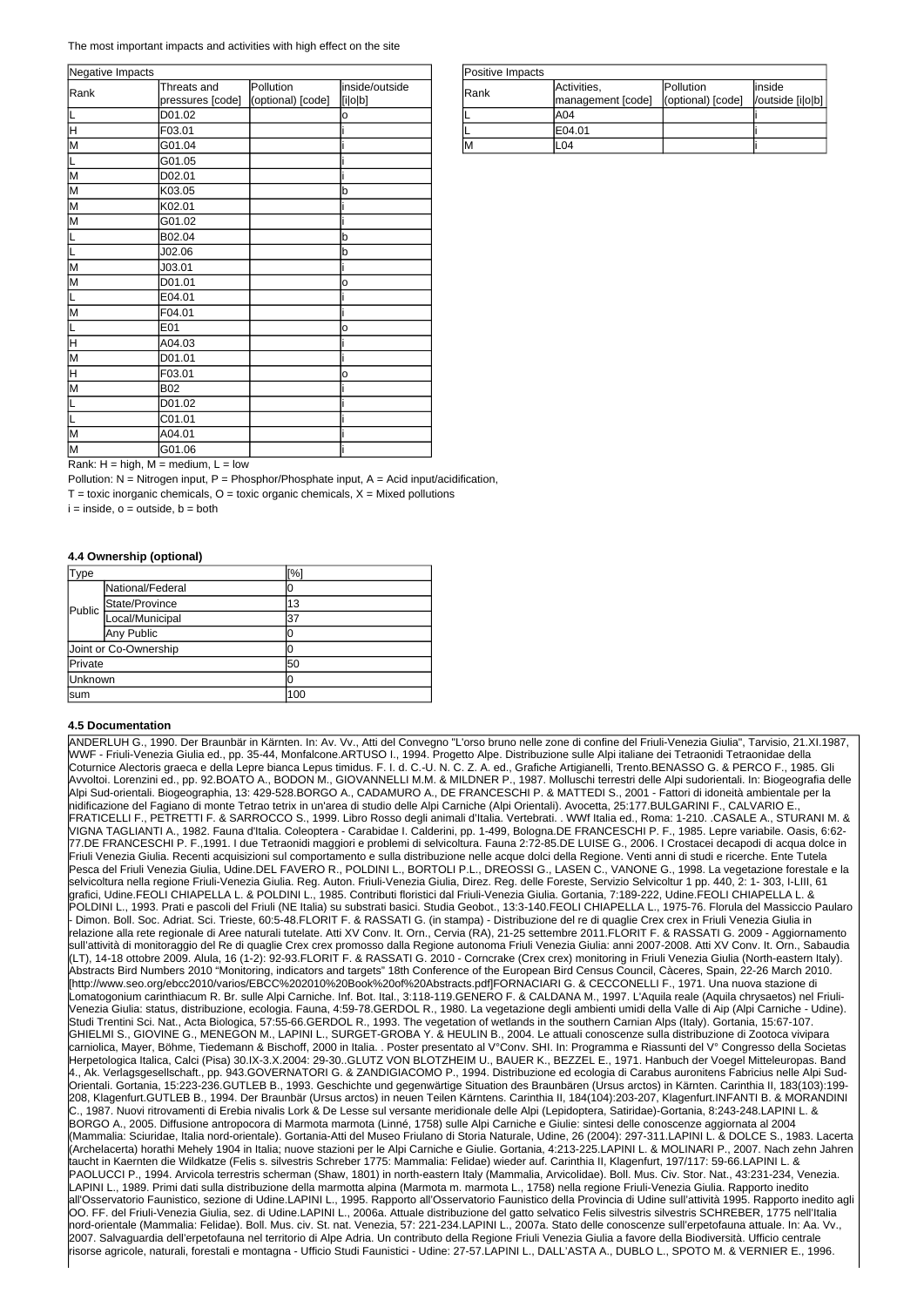The most important impacts and activities with high effect on the site

| Negative Impacts | | | |
|---|---|---|---|
| Rank | Threats and pressures [code] | Pollution (optional) [code] | inside/outside [i\|o\|b] |
| L | D01.02 | | o |
| H | F03.01 | | i |
| M | G01.04 | | i |
| L | G01.05 | | i |
| M | D02.01 | | i |
| M | K03.05 | | b |
| M | K02.01 | | i |
| M | G01.02 | | i |
| L | B02.04 | | b |
| L | J02.06 | | b |
| M | J03.01 | | i |
| M | D01.01 | | o |
| L | E04.01 | | i |
| M | F04.01 | | i |
| L | E01 | | o |
| H | A04.03 | | i |
| M | D01.01 | | i |
| H | F03.01 | | o |
| M | B02 | | i |
| L | D01.02 | | i |
| L | C01.01 | | i |
| M | A04.01 | | i |
| M | G01.06 | | i |

| Positive Impacts | | | |
|---|---|---|---|
| Rank | Activities, management [code] | Pollution (optional) [code] | inside /outside [i\|o\|b] |
| L | A04 | | i |
| L | E04.01 | | i |
| M | L04 | | i |

Rank: H = high, M = medium, L = low

Pollution: N = Nitrogen input, P = Phosphor/Phosphate input, A = Acid input/acidification,

T = toxic inorganic chemicals, O = toxic organic chemicals, X = Mixed pollutions

i = inside, o = outside, b = both

### 4.4 Ownership (optional)

| Type | | [%] |
|---|---|---|
| Public | National/Federal | 0 |
| | State/Province | 13 |
| | Local/Municipal | 37 |
| | Any Public | 0 |
| Joint or Co-Ownership | | 0 |
| Private | | 50 |
| Unknown | | 0 |
| sum | | 100 |

### 4.5 Documentation

ANDERLUH G., 1990. Der Braunbär in Kärnten. In: Av. Vv., Atti del Convegno "L'orso bruno nelle zone di confine del Friuli-Venezia Giulia", Tarvisio, 21.XI.1987, WWF - Friuli-Venezia Giulia ed., pp. 35-44, Monfalcone.ARTUSO I., 1994. Progetto Alpe. Distribuzione sulle Alpi italiane dei Tetraonidi Tetraonidae della Coturnice Alectoris graeca e della Lepre bianca Lepus timidus. F. I. d. C.-U. N. C. Z. A. ed., Grafiche Artigianelli, Trento.BENASSO G. & PERCO F., 1985. Gli Avvoltoi. Lorenzini ed., pp. 92.BOATO A., BODON M., GIOVANNELLI M.M. & MILDNER P., 1987. Molluschi terrestri delle Alpi sudorientali. In: Biogeografia delle Alpi Sud-orientali. Biogeographia, 13: 429-528.BORGO A., CADAMURO A., DE FRANCESCHI P. & MATTEDI S., 2001 - Fattori di idoneità ambientale per la nidificazione del Fagiano di monte Tetrao tetrix in un'area di studio delle Alpi Carniche (Alpi Orientali). Avocetta, 25:177.BULGARINI F., CALVARIO E., FRATICELLI F., PETRETTI F. & SARROCCO S., 1999. Libro Rosso degli animali d'Italia. Vertebrati. . WWf Italia ed., Roma: 1-210. .CASALE A., STURANI M. & VIGNA TAGLIANTI A., 1982. Fauna d'Italia. Coleoptera - Carabidae I. Calderini, pp. 1-499, Bologna.DE FRANCESCHI P. F., 1985. Lepre variabile. Oasis, 6:62-77.DE FRANCESCHI P. F.,1991. I due Tetraonidi maggiori e problemi di selvicoltura. Fauna 2:72-85.DE LUISE G., 2006. I Crostacei decapodi di acqua dolce in Friuli Venezia Giulia. Recenti acquisizioni sul comportamento e sulla distribuzione nelle acque dolci della Regione. Venti anni di studi e ricerche. Ente Tutela Pesca del Friuli Venezia Giulia, Udine.DEL FAVERO R., POLDINI L., BORTOLI P.L., DREOSSI G., LASEN C., VANONE G., 1998. La vegetazione forestale e la selvicoltura nella regione Friuli-Venezia Giulia. Reg. Auton. Friuli-Venezia Giulia, Direz. Reg. delle Foreste, Servizio Selvicoltur 1 pp. 440, 2: 1- 303, I-LIII, 61 grafici, Udine.FEOLI CHIAPELLA L. & POLDINI L., 1985. Contributi floristici dal Friuli-Venezia Giulia. Gortania, 7:189-222, Udine.FEOLI CHIAPELLA L. & POLDINI L., 1993. Prati e pascoli del Friuli (NE Italia) su substrati basici. Studia Geobot., 13:3-140.FEOLI CHIAPELLA L., 1975-76. Florula del Massiccio Paularo - Dimon. Boll. Soc. Adriat. Sci. Trieste, 60:5-48.FLORIT F. & RASSATI G. (in stampa) - Distribuzione del re di quaglie Crex crex in Friuli Venezia Giulia in relazione alla rete regionale di Aree naturali tutelate. Atti XV Conv. It. Orn., Cervia (RA), 21-25 settembre 2011.FLORIT F. & RASSATI G. 2009 - Aggiornamento sull'attività di monitoraggio del Re di quaglie Crex crex promosso dalla Regione autonoma Friuli Venezia Giulia: anni 2007-2008. Atti XV Conv. It. Orn., Sabaudia (LT), 14-18 ottobre 2009. Alula, 16 (1-2): 92-93.FLORIT F. & RASSATI G. 2010 - Corncrake (Crex crex) monitoring in Friuli Venezia Giulia (North-eastern Italy). Abstracts Bird Numbers 2010 "Monitoring, indicators and targets" 18th Conference of the European Bird Census Council, Càceres, Spain, 22-26 March 2010. [http://www.seo.org/ebcc2010/varios/EBCC%202010%20Book%20of%20Abstracts.pdf]FORNACIARI G. & CECCONELLI F., 1971. Una nuova stazione di Lomatogonium carinthiacum R. Br. sulle Alpi Carniche. Inf. Bot. Ital., 3:118-119.GENERO F. & CALDANA M., 1997. L'Aquila reale (Aquila chrysaetos) nel Friuli-Venezia Giulia: status, distribuzione, ecologia. Fauna, 4:59-78.GERDOL R., 1980. La vegetazione degli ambienti umidi della Valle di Aip (Alpi Carniche - Udine). Studi Trentini Sci. Nat., Acta Biologica, 57:55-66.GERDOL R., 1993. The vegetation of wetlands in the southern Carnian Alps (Italy). Gortania, 15:67-107. GHIELMI S., GIOVINE G., MENEGON M., LAPINI L., SURGET-GROBA Y. & HEULIN B., 2004. Le attuali conoscenze sulla distribuzione di Zootoca vivipara carniolica, Mayer, Böhme, Tiedemann & Bischoff, 2000 in Italia. . Poster presentato al V°Conv. SHI. In: Programma e Riassunti del V° Congresso della Societas Herpetologica Italica, Calci (Pisa) 30.IX-3.X.2004: 29-30..GLUTZ VON BLOTZHEIM U., BAUER K., BEZZEL E., 1971. Hanbuch der Voegel Mitteleuropas. Band 4., Ak. Verlagsgesellschaft., pp. 943.GOVERNATORI G. & ZANDIGIACOMO P., 1994. Distribuzione ed ecologia di Carabus auronitens Fabricius nelle Alpi Sud-Orientali. Gortania, 15:223-236.GUTLEB B., 1993. Geschichte und gegenwärtige Situation des Braunbären (Ursus arctos) in Kärnten. Carinthia II, 183(103):199-208, Klagenfurt.GUTLEB B., 1994. Der Braunbär (Ursus arctos) in neuen Teilen Kärntens. Carinthia II, 184(104):203-207, Klagenfurt.INFANTI B. & MORANDINI C., 1987. Nuovi ritrovamenti di Erebia nivalis Lork & De Lesse sul versante meridionale delle Alpi (Lepidoptera, Satiridae)-Gortania, 8:243-248.LAPINI L. & BORGO A., 2005. Diffusione antropocora di Marmota marmota (Linné, 1758) sulle Alpi Carniche e Giulie: sintesi delle conoscenze aggiornata al 2004 (Mammalia: Sciuridae, Italia nord-orientale). Gortania-Atti del Museo Friulano di Storia Naturale, Udine, 26 (2004): 297-311.LAPINI L. & DOLCE S., 1983. Lacerta (Archelacerta) horathi Mehely 1904 in Italia; nuove stazioni per le Alpi Carniche e Giulie. Gortania, 4:213-225.LAPINI L. & MOLINARI P., 2007. Nach zehn Jahren taucht in Kaernten die Wildkatze (Felis s. silvestris Schreber 1775: Mammalia: Felidae) wieder auf. Carinthia II, Klagenfurt, 197/117: 59-66.LAPINI L. & PAOLUCCI P., 1994. Arvicola terrestris scherman (Shaw, 1801) in north-eastern Italy (Mammalia, Arvicolidae). Boll. Mus. Civ. Stor. Nat., 43:231-234, Venezia. LAPINI L., 1989. Primi dati sulla distribuzione della marmotta alpina (Marmota m. marmota L., 1758) nella regione Friuli-Venezia Giulia. Rapporto inedito all'Osservatorio Faunistico, sezione di Udine.LAPINI L., 1995. Rapporto all'Osservatorio Faunistico della Provincia di Udine sull'attività 1995. Rapporto inedito agli OO. FF. del Friuli-Venezia Giulia, sez. di Udine.LAPINI L., 2006a. Attuale distribuzione del gatto selvatico Felis silvestris silvestris SCHREBER, 1775 nell'Italia nord-orientale (Mammalia: Felidae). Boll. Mus. civ. St. nat. Venezia, 57: 221-234.LAPINI L., 2007a. Stato delle conoscenze sull'erpetofauna attuale. In: Aa. Vv., 2007. Salvaguardia dell'erpetofauna nel territorio di Alpe Adria. Un contributo della Regione Friuli Venezia Giulia a favore della Biodiversità. Ufficio centrale risorse agricole, naturali, forestali e montagna - Ufficio Studi Faunistici - Udine: 27-57.LAPINI L., DALL'ASTA A., DUBLO L., SPOTO M. & VERNIER E., 1996.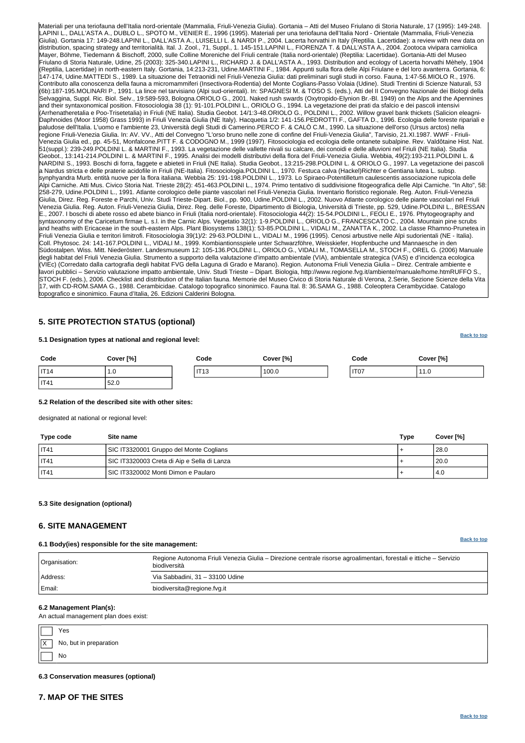Materiali per una teriofauna dell'Italia nord-orientale (Mammalia, Friuli-Venezia Giulia). Gortania – Atti del Museo Friulano di Storia Naturale, 17 (1995): 149-248. LAPINI L., DALL'ASTA A., DUBLO L., SPOTO M., VENIER E., 1996 (1995). Materiali per una teriofauna dell'Italia Nord - Orientale (Mammalia, Friuli-Venezia Giulia). Gortania 17: 149-248.LAPINI L., DALL'ASTA A., LUISELLI L. & NARDI P., 2004. Lacerta horvathi in Italy (Reptilia. Lacertidae): a review with new data on distribution, spacing strategy and territorialità. Ital. J. Zool., 71, Suppl., 1. 145-151.LAPINI L., FIORENZA T. & DALL'ASTA A., 2004. Zootoca vivipara carniolica Mayer, Böhme, Tiedemann & Bischoff, 2000, sulle Colline Moreniche del Friuli centrale (Italia nord-orientale) (Reptilia: Lacertidae). Gortania-Atti del Museo Friulano di Storia Naturale, Udine, 25 (2003): 325-340.LAPINI L., RICHARD J. & DALL'ASTA A., 1993. Distribution and ecology of Lacerta horvathi Mèhely, 1904 (Reptilia, Lacertidae) in north-eastern Italy. Gortania, 14:213-231, Udine.MARTINI F., 1984. Appunti sulla flora delle Alpi Friulane e del loro avanterra. Gortania, 6: 147-174, Udine.MATTEDI S., 1989. La situazione dei Tetraonidi nel Friuli-Venezia Giulia: dati preliminari sugli studi in corso. Fauna, 1:47-56.MIOLO R., 1976. Contributo alla conoscenza della fauna a micromammiferi (Insectivora-Rodentia) del Monte Coglians-Passo Volaia (Udine). Studi Trentini di Scienze Naturali, 53 (6b):187-195.MOLINARI P., 1991. La lince nel tarvisiano (Alpi sud-orientali). In: SPAGNESI M. & TOSO S. (eds.), Atti del II Convegno Nazionale dei Biologi della Selvaggina, Suppl. Ric. Biol. Selv., 19:589-593, Bologna.ORIOLO G., 2001. Naked rush swards (Oxytropido-Elynion Br.-Bl. 1949) on the Alps and the Apennines and their syntaxonomical position. Fitosociologia 38 (1): 91-101.POLDINI L., ORIOLO G., 1994. La vegetazione dei prati da sfalcio e dei pascoli intensivi (Arrhenatheretalia e Poo-Trisetetalia) in Friuli (NE Italia). Studia Geobot. 14/1:3-48.ORIOLO G., POLDINI L., 2002. Willow gravel bank thickets (Salicion eleagni-Daphnoides (Moor 1958) Grass 1993) in Friuli Venezia Giulia (NE Italy). Hacquetia 1/2: 141-156.PEDROTTI F., GAFTA D., 1996. Ecologia delle foreste ripariali e paludose dell'Italia. L'uomo e l'ambiente 23, Università degli Studi di Camerino.PERCO F. & CALÒ C.M., 1990. La situazione dell'orso (Ursus arctos) nella regione Friuli-Venezia Giulia. In: AV. VV., Atti del Convegno "L'orso bruno nelle zone di confine del Friuli-Venezia Giulia", Tarvisio, 21.XI.1987. WWF - Friuli-Venezia Giulia ed., pp. 45-51, Monfalcone.PITT F. & CODOGNO M., 1999 (1997). Fitosociologia ed ecologia delle ontanete subalpine. Rev. Valdôtaine Hist. Nat. 51(suppl.): 239-249.POLDINI L. & MARTINI F., 1993. La vegetazione delle vallette nivali su calcare, dei conoidi e delle alluvioni nel Friuli (NE Italia). Studia Geobot., 13:141-214.POLDINI L. & MARTINI F., 1995. Analisi dei modelli distributivi della flora del Friuli-Venezia Giulia. Webbia, 49(2):193-211.POLDINI L. & NARDINI S., 1993. Boschi di forra, faggete e abieteti in Friuli (NE Italia). Studia Geobot., 13:215-298.POLDINI L. & ORIOLO G., 1997. La vegetazione dei pascoli a Nardus stricta e delle praterie acidofile in Friuli (NE-Italia). Fitosociologia.POLDINI L., 1970. Festuca calva (Hackel)Richter e Gentiana lutea L. subsp. synphyandra Murb. entità nuove per la flora italiana. Webbia 25: 191-198.POLDINI L., 1973. Lo Spiraeo-Potentilletum caulescentis associazione rupicola delle Alpi Carniche. Atti Mus. Civico Storia Nat. Trieste 28(2): 451-463.POLDINI L., 1974. Primo tentativo di suddivisione fitogeografica delle Alpi Carniche. "In Alto", 58: 258-279, Udine.POLDINI L., 1991. Atlante corologico delle piante vascolari nel Friuli-Venezia Giulia. Inventario floristico regionale. Reg. Auton. Friuli-Venezia Giulia, Direz. Reg. Foreste e Parchi, Univ. Studi Trieste-Dipart. Biol., pp. 900, Udine.POLDINI L., 2002. Nuovo Atlante corologico delle piante vascolari nel Friuli Venezia Giulia. Reg. Auton. Friuli-Venezia Giulia, Direz. Reg. delle Foreste, Dipartimento di Biologia, Università di Trieste, pp. 529, Udine.POLDINI L., BRESSAN E., 2007. I boschi di abete rosso ed abete bianco in Friuli (Italia nord-orientale). Fitosociologia 44(2): 15-54.POLDINI L., FEOLI E., 1976. Phytogeography and syntaxonomy of the Caricetum firmae L. s.l. in the Carnic Alps. Vegetatio 32(1): 1-9.POLDINI L., ORIOLO G., FRANCESCATO C., 2004. Mountain pine scrubs and heaths with Ericaceae in the south-eastern Alps. Plant Biosystems 138(1): 53-85.POLDINI L., VIDALI M., ZANATTA K., 2002. La classe Rhamno-Prunetea in Friuli Venezia Giulia e territori limitrofi. Fitosociologia 39(1)/2: 29-63.POLDINI L., VIDALI M., 1996 (1995). Cenosi arbustive nelle Alpi sudorientali (NE - Italia). Coll. Phytosoc. 24: 141-167.POLDINI L., VIDALI M., 1999. Kombiantionsspiele unter Schwarzföhre, Weisskiefer, Hopfenbuche und Mannaesche in den Südostalpen. Wiss. Mitt. Niederösterr. Landesmuseum 12: 105-136.POLDINI L., ORIOLO G., VIDALI M., TOMASELLA M., STOCH F., OREL G. (2006) Manuale degli habitat del Friuli Venezia Giulia. Strumento a supporto della valutazione d'impatto ambientale (VIA), ambientale strategica (VAS) e d'incidenza ecologica (VIEc) (Corredato dalla cartografia degli habitat FVG della Laguna di Grado e Marano). Region. Autonoma Friuli Venezia Giulia – Direz. Centrale ambiente e lavori pubblici – Servizio valutazione impatto ambientale, Univ. Studi Trieste – Dipart. Biologia, http://www.regione.fvg.it/ambiente/manuale/home.htmRUFFO S., STOCH F. (eds.), 2006. Checklist and distribution of the Italian fauna. Memorie del Museo Civico di Storia Naturale di Verona, 2.Serie, Sezione Scienze della Vita 17, with CD-ROM.SAMA G., 1988. Cerambicidae. Catalogo topografico sinonimico. Fauna Ital. 8: 36.SAMA G., 1988. Coleoptera Cerambycidae. Catalogo topografico e sinonimico. Fauna d'Italia, 26. Edizioni Calderini Bologna.

## 5. SITE PROTECTION STATUS (optional)

Back to top

### 5.1 Designation types at national and regional level:

| Code | Cover [%] | Code | Cover [%] | Code | Cover [%] |
|---|---|---|---|---|---|
| IT14 | 1.0 | IT13 | 100.0 | IT07 | 11.0 |
| IT41 | 52.0 | | | | |

### 5.2 Relation of the described site with other sites:

designated at national or regional level:

| Type code | Site name | Type | Cover [%] |
|---|---|---|---|
| IT41 | SIC IT3320001 Gruppo del Monte Coglians | + | 28.0 |
| IT41 | SIC IT3320003 Creta di Aip e Sella di Lanza | + | 20.0 |
| IT41 | SIC IT3320002 Monti Dimon e Paularo | + | 4.0 |

### 5.3 Site designation (optional)

## 6. SITE MANAGEMENT

Back to top

### 6.1 Body(ies) responsible for the site management:

| | |
|---|---|
| Organisation: | Regione Autonoma Friuli Venezia Giulia – Direzione centrale risorse agroalimentari, forestali e ittiche – Servizio biodiversità |
| Address: | Via Sabbadini, 31 – 33100 Udine |
| Email: | biodiversita@regione.fvg.it |

### 6.2 Management Plan(s):

An actual management plan does exist:

| | |
|---|---|
| | Yes |
| X | No, but in preparation |
| | No |

### 6.3 Conservation measures (optional)

## 7. MAP OF THE SITES

Back to top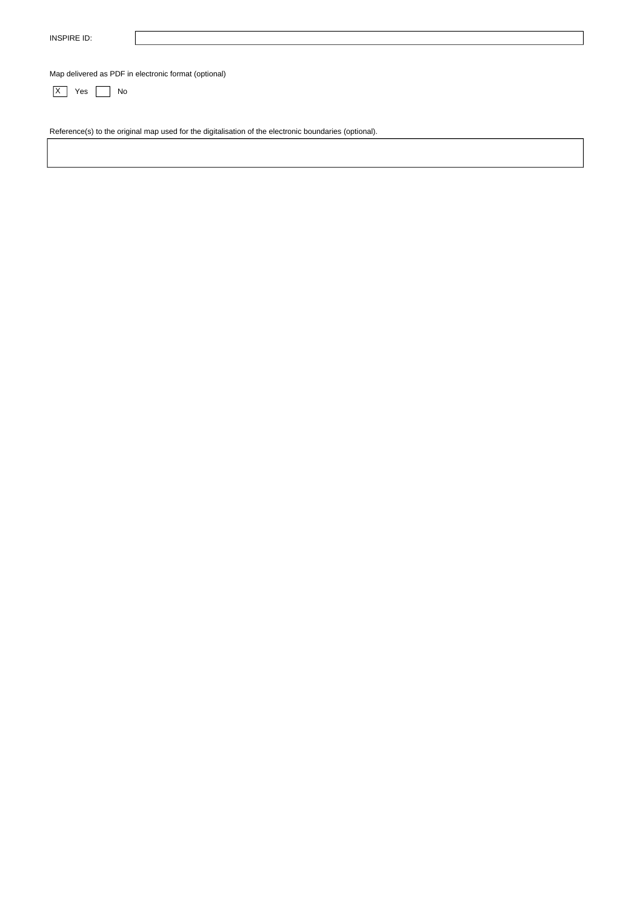INSPIRE ID:

Map delivered as PDF in electronic format (optional)

[X] Yes [ ] No

Reference(s) to the original map used for the digitalisation of the electronic boundaries (optional).